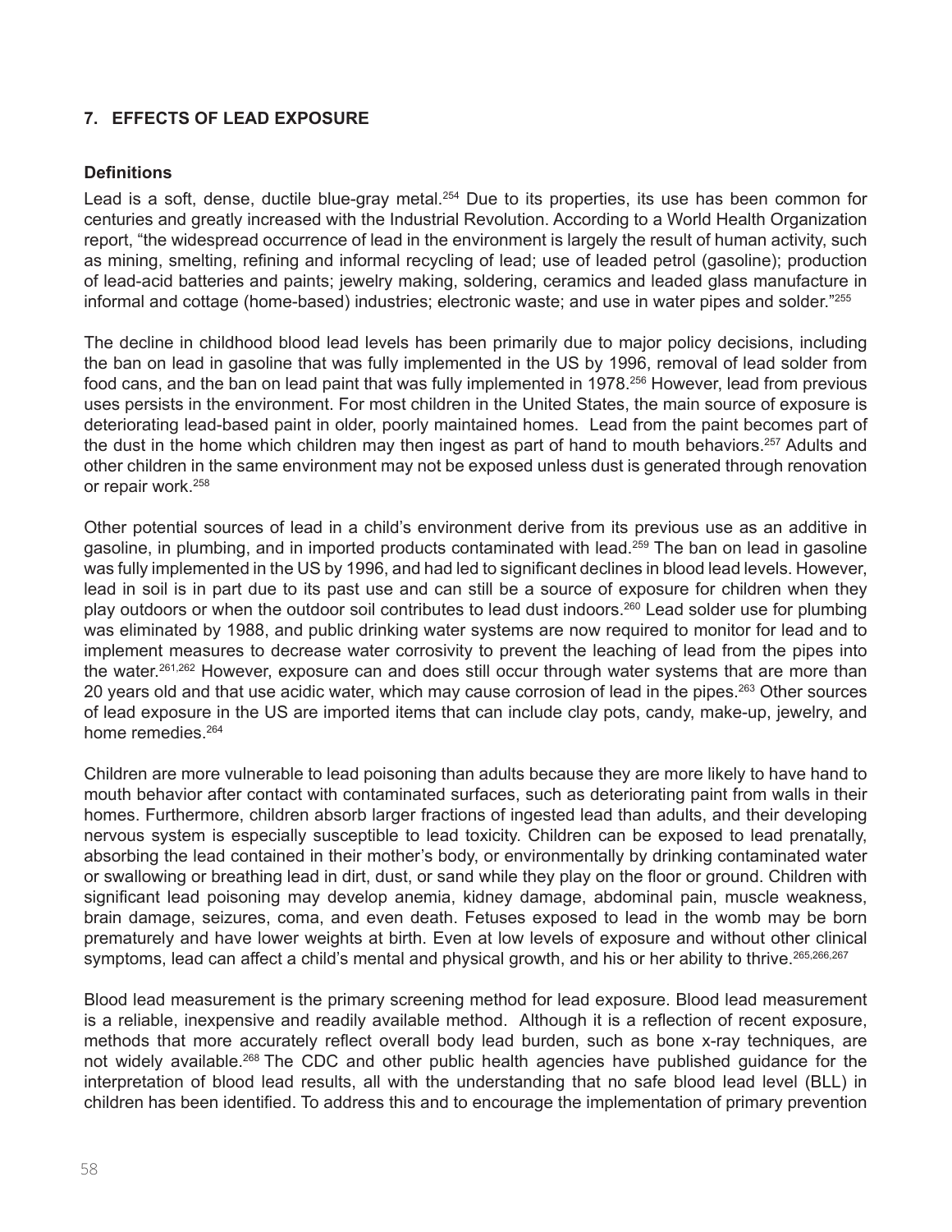## 7. EFFECTS OF LEAD EXPOSURE

### Definitions

Lead is a soft, dense, ductile blue-gray metal.[254] Due to its properties, its use has been common for centuries and greatly increased with the Industrial Revolution. According to a World Health Organization report, "the widespread occurrence of lead in the environment is largely the result of human activity, such as mining, smelting, refining and informal recycling of lead; use of leaded petrol (gasoline); production of lead-acid batteries and paints; jewelry making, soldering, ceramics and leaded glass manufacture in informal and cottage (home-based) industries; electronic waste; and use in water pipes and solder."[255]

The decline in childhood blood lead levels has been primarily due to major policy decisions, including the ban on lead in gasoline that was fully implemented in the US by 1996, removal of lead solder from food cans, and the ban on lead paint that was fully implemented in 1978.[256] However, lead from previous uses persists in the environment. For most children in the United States, the main source of exposure is deteriorating lead-based paint in older, poorly maintained homes. Lead from the paint becomes part of the dust in the home which children may then ingest as part of hand to mouth behaviors.[257] Adults and other children in the same environment may not be exposed unless dust is generated through renovation or repair work.[258]

Other potential sources of lead in a child's environment derive from its previous use as an additive in gasoline, in plumbing, and in imported products contaminated with lead.[259] The ban on lead in gasoline was fully implemented in the US by 1996, and had led to significant declines in blood lead levels. However, lead in soil is in part due to its past use and can still be a source of exposure for children when they play outdoors or when the outdoor soil contributes to lead dust indoors.[260] Lead solder use for plumbing was eliminated by 1988, and public drinking water systems are now required to monitor for lead and to implement measures to decrease water corrosivity to prevent the leaching of lead from the pipes into the water.[261,262] However, exposure can and does still occur through water systems that are more than 20 years old and that use acidic water, which may cause corrosion of lead in the pipes.[263] Other sources of lead exposure in the US are imported items that can include clay pots, candy, make-up, jewelry, and home remedies.[264]

Children are more vulnerable to lead poisoning than adults because they are more likely to have hand to mouth behavior after contact with contaminated surfaces, such as deteriorating paint from walls in their homes. Furthermore, children absorb larger fractions of ingested lead than adults, and their developing nervous system is especially susceptible to lead toxicity. Children can be exposed to lead prenatally, absorbing the lead contained in their mother's body, or environmentally by drinking contaminated water or swallowing or breathing lead in dirt, dust, or sand while they play on the floor or ground. Children with significant lead poisoning may develop anemia, kidney damage, abdominal pain, muscle weakness, brain damage, seizures, coma, and even death. Fetuses exposed to lead in the womb may be born prematurely and have lower weights at birth. Even at low levels of exposure and without other clinical symptoms, lead can affect a child's mental and physical growth, and his or her ability to thrive.[265,266,267]

Blood lead measurement is the primary screening method for lead exposure. Blood lead measurement is a reliable, inexpensive and readily available method. Although it is a reflection of recent exposure, methods that more accurately reflect overall body lead burden, such as bone x-ray techniques, are not widely available.[268] The CDC and other public health agencies have published guidance for the interpretation of blood lead results, all with the understanding that no safe blood lead level (BLL) in children has been identified. To address this and to encourage the implementation of primary prevention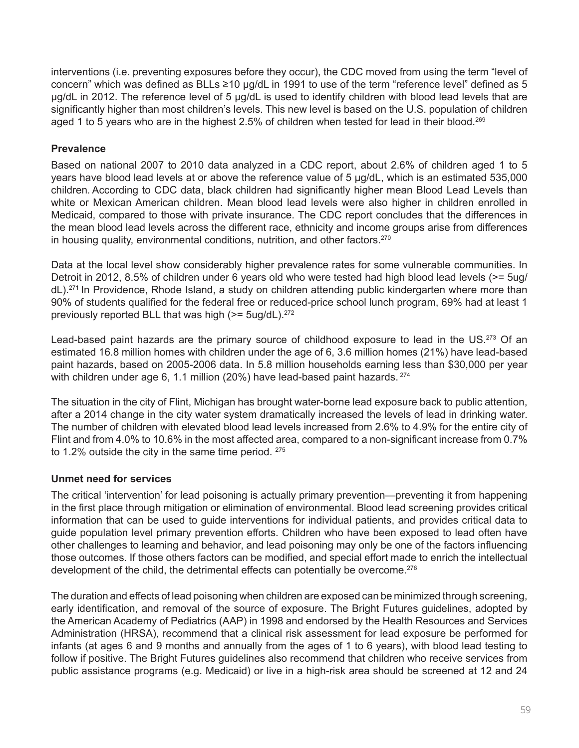interventions (i.e. preventing exposures before they occur), the CDC moved from using the term "level of concern" which was defined as BLLs ≥10 μg/dL in 1991 to use of the term "reference level" defined as 5 μg/dL in 2012. The reference level of 5 μg/dL is used to identify children with blood lead levels that are significantly higher than most children's levels. This new level is based on the U.S. population of children aged 1 to 5 years who are in the highest 2.5% of children when tested for lead in their blood.[269]

**Prevalence**

Based on national 2007 to 2010 data analyzed in a CDC report, about 2.6% of children aged 1 to 5 years have blood lead levels at or above the reference value of 5 μg/dL, which is an estimated 535,000 children. According to CDC data, black children had significantly higher mean Blood Lead Levels than white or Mexican American children. Mean blood lead levels were also higher in children enrolled in Medicaid, compared to those with private insurance. The CDC report concludes that the differences in the mean blood lead levels across the different race, ethnicity and income groups arise from differences in housing quality, environmental conditions, nutrition, and other factors.[270]

Data at the local level show considerably higher prevalence rates for some vulnerable communities. In Detroit in 2012, 8.5% of children under 6 years old who were tested had high blood lead levels (>= 5ug/dL).[271] In Providence, Rhode Island, a study on children attending public kindergarten where more than 90% of students qualified for the federal free or reduced-price school lunch program, 69% had at least 1 previously reported BLL that was high (>= 5ug/dL).[272]

Lead-based paint hazards are the primary source of childhood exposure to lead in the US.[273] Of an estimated 16.8 million homes with children under the age of 6, 3.6 million homes (21%) have lead-based paint hazards, based on 2005-2006 data. In 5.8 million households earning less than $30,000 per year with children under age 6, 1.1 million (20%) have lead-based paint hazards.[274]

The situation in the city of Flint, Michigan has brought water-borne lead exposure back to public attention, after a 2014 change in the city water system dramatically increased the levels of lead in drinking water. The number of children with elevated blood lead levels increased from 2.6% to 4.9% for the entire city of Flint and from 4.0% to 10.6% in the most affected area, compared to a non-significant increase from 0.7% to 1.2% outside the city in the same time period.[275]

**Unmet need for services**

The critical 'intervention' for lead poisoning is actually primary prevention—preventing it from happening in the first place through mitigation or elimination of environmental. Blood lead screening provides critical information that can be used to guide interventions for individual patients, and provides critical data to guide population level primary prevention efforts. Children who have been exposed to lead often have other challenges to learning and behavior, and lead poisoning may only be one of the factors influencing those outcomes. If those others factors can be modified, and special effort made to enrich the intellectual development of the child, the detrimental effects can potentially be overcome.[276]

The duration and effects of lead poisoning when children are exposed can be minimized through screening, early identification, and removal of the source of exposure. The Bright Futures guidelines, adopted by the American Academy of Pediatrics (AAP) in 1998 and endorsed by the Health Resources and Services Administration (HRSA), recommend that a clinical risk assessment for lead exposure be performed for infants (at ages 6 and 9 months and annually from the ages of 1 to 6 years), with blood lead testing to follow if positive. The Bright Futures guidelines also recommend that children who receive services from public assistance programs (e.g. Medicaid) or live in a high-risk area should be screened at 12 and 24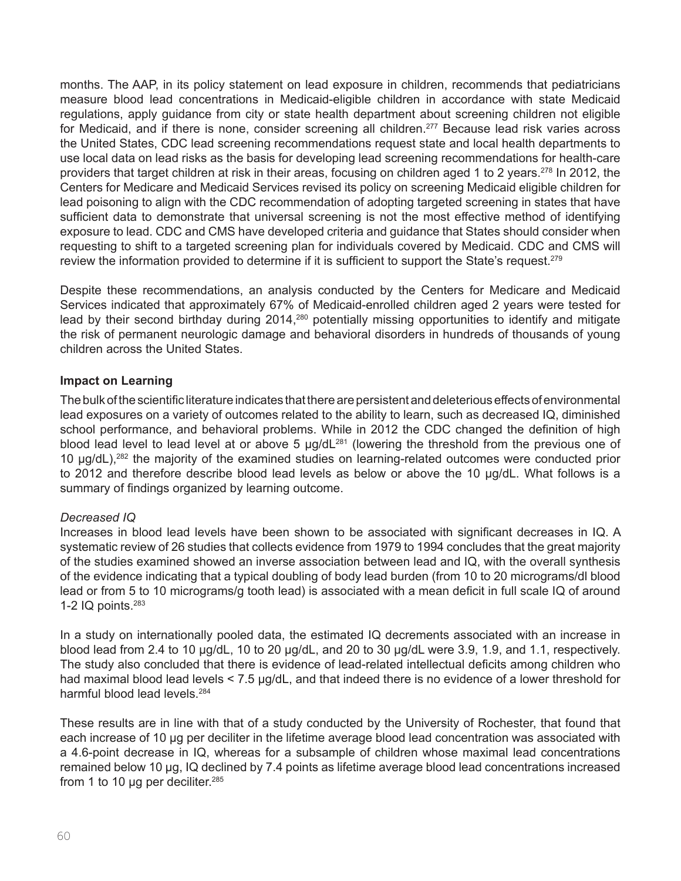months. The AAP, in its policy statement on lead exposure in children, recommends that pediatricians measure blood lead concentrations in Medicaid-eligible children in accordance with state Medicaid regulations, apply guidance from city or state health department about screening children not eligible for Medicaid, and if there is none, consider screening all children.[277] Because lead risk varies across the United States, CDC lead screening recommendations request state and local health departments to use local data on lead risks as the basis for developing lead screening recommendations for health-care providers that target children at risk in their areas, focusing on children aged 1 to 2 years.[278] In 2012, the Centers for Medicare and Medicaid Services revised its policy on screening Medicaid eligible children for lead poisoning to align with the CDC recommendation of adopting targeted screening in states that have sufficient data to demonstrate that universal screening is not the most effective method of identifying exposure to lead. CDC and CMS have developed criteria and guidance that States should consider when requesting to shift to a targeted screening plan for individuals covered by Medicaid. CDC and CMS will review the information provided to determine if it is sufficient to support the State's request.[279]

Despite these recommendations, an analysis conducted by the Centers for Medicare and Medicaid Services indicated that approximately 67% of Medicaid-enrolled children aged 2 years were tested for lead by their second birthday during 2014,[280] potentially missing opportunities to identify and mitigate the risk of permanent neurologic damage and behavioral disorders in hundreds of thousands of young children across the United States.

**Impact on Learning**

The bulk of the scientific literature indicates that there are persistent and deleterious effects of environmental lead exposures on a variety of outcomes related to the ability to learn, such as decreased IQ, diminished school performance, and behavioral problems. While in 2012 the CDC changed the definition of high blood lead level to lead level at or above 5 µg/dL[281] (lowering the threshold from the previous one of 10 µg/dL),[282] the majority of the examined studies on learning-related outcomes were conducted prior to 2012 and therefore describe blood lead levels as below or above the 10 µg/dL. What follows is a summary of findings organized by learning outcome.

*Decreased IQ*

Increases in blood lead levels have been shown to be associated with significant decreases in IQ. A systematic review of 26 studies that collects evidence from 1979 to 1994 concludes that the great majority of the studies examined showed an inverse association between lead and IQ, with the overall synthesis of the evidence indicating that a typical doubling of body lead burden (from 10 to 20 micrograms/dl blood lead or from 5 to 10 micrograms/g tooth lead) is associated with a mean deficit in full scale IQ of around 1-2 IQ points.[283]

In a study on internationally pooled data, the estimated IQ decrements associated with an increase in blood lead from 2.4 to 10 µg/dL, 10 to 20 µg/dL, and 20 to 30 µg/dL were 3.9, 1.9, and 1.1, respectively. The study also concluded that there is evidence of lead-related intellectual deficits among children who had maximal blood lead levels < 7.5 µg/dL, and that indeed there is no evidence of a lower threshold for harmful blood lead levels.[284]

These results are in line with that of a study conducted by the University of Rochester, that found that each increase of 10 µg per deciliter in the lifetime average blood lead concentration was associated with a 4.6-point decrease in IQ, whereas for a subsample of children whose maximal lead concentrations remained below 10 µg, IQ declined by 7.4 points as lifetime average blood lead concentrations increased from 1 to 10 µg per deciliter.[285]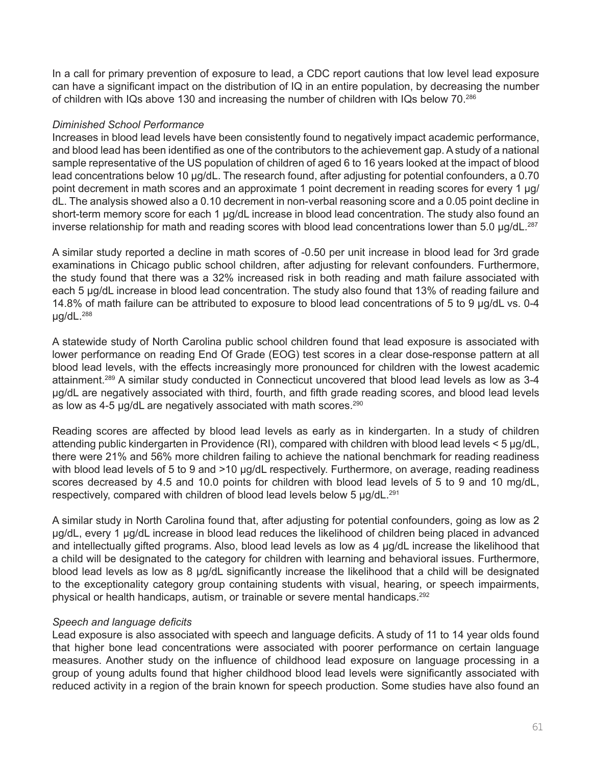In a call for primary prevention of exposure to lead, a CDC report cautions that low level lead exposure can have a significant impact on the distribution of IQ in an entire population, by decreasing the number of children with IQs above 130 and increasing the number of children with IQs below 70.[286]

*Diminished School Performance*

Increases in blood lead levels have been consistently found to negatively impact academic performance, and blood lead has been identified as one of the contributors to the achievement gap. A study of a national sample representative of the US population of children of aged 6 to 16 years looked at the impact of blood lead concentrations below 10 µg/dL. The research found, after adjusting for potential confounders, a 0.70 point decrement in math scores and an approximate 1 point decrement in reading scores for every 1 µg/dL. The analysis showed also a 0.10 decrement in non-verbal reasoning score and a 0.05 point decline in short-term memory score for each 1 µg/dL increase in blood lead concentration. The study also found an inverse relationship for math and reading scores with blood lead concentrations lower than 5.0 µg/dL.[287]

A similar study reported a decline in math scores of -0.50 per unit increase in blood lead for 3rd grade examinations in Chicago public school children, after adjusting for relevant confounders. Furthermore, the study found that there was a 32% increased risk in both reading and math failure associated with each 5 µg/dL increase in blood lead concentration. The study also found that 13% of reading failure and 14.8% of math failure can be attributed to exposure to blood lead concentrations of 5 to 9 µg/dL vs. 0-4 µg/dL.[288]

A statewide study of North Carolina public school children found that lead exposure is associated with lower performance on reading End Of Grade (EOG) test scores in a clear dose-response pattern at all blood lead levels, with the effects increasingly more pronounced for children with the lowest academic attainment.[289] A similar study conducted in Connecticut uncovered that blood lead levels as low as 3-4 µg/dL are negatively associated with third, fourth, and fifth grade reading scores, and blood lead levels as low as 4-5 µg/dL are negatively associated with math scores.[290]

Reading scores are affected by blood lead levels as early as in kindergarten. In a study of children attending public kindergarten in Providence (RI), compared with children with blood lead levels < 5 µg/dL, there were 21% and 56% more children failing to achieve the national benchmark for reading readiness with blood lead levels of 5 to 9 and >10 µg/dL respectively. Furthermore, on average, reading readiness scores decreased by 4.5 and 10.0 points for children with blood lead levels of 5 to 9 and 10 mg/dL, respectively, compared with children of blood lead levels below 5 µg/dL.[291]

A similar study in North Carolina found that, after adjusting for potential confounders, going as low as 2 µg/dL, every 1 µg/dL increase in blood lead reduces the likelihood of children being placed in advanced and intellectually gifted programs. Also, blood lead levels as low as 4 µg/dL increase the likelihood that a child will be designated to the category for children with learning and behavioral issues. Furthermore, blood lead levels as low as 8 µg/dL significantly increase the likelihood that a child will be designated to the exceptionality category group containing students with visual, hearing, or speech impairments, physical or health handicaps, autism, or trainable or severe mental handicaps.[292]

*Speech and language deficits*

Lead exposure is also associated with speech and language deficits. A study of 11 to 14 year olds found that higher bone lead concentrations were associated with poorer performance on certain language measures. Another study on the influence of childhood lead exposure on language processing in a group of young adults found that higher childhood blood lead levels were significantly associated with reduced activity in a region of the brain known for speech production. Some studies have also found an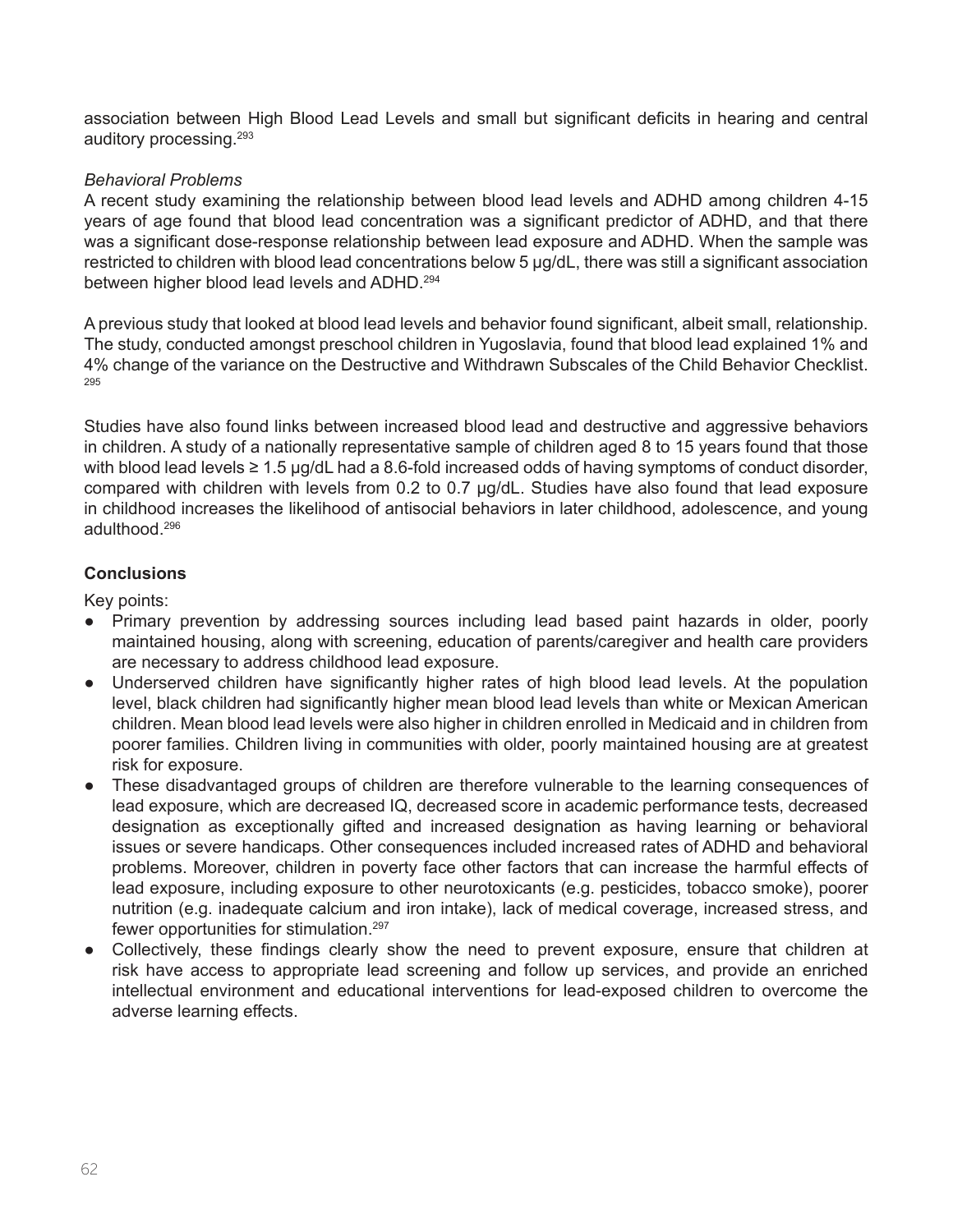association between High Blood Lead Levels and small but significant deficits in hearing and central auditory processing.[293]

*Behavioral Problems*

A recent study examining the relationship between blood lead levels and ADHD among children 4-15 years of age found that blood lead concentration was a significant predictor of ADHD, and that there was a significant dose-response relationship between lead exposure and ADHD. When the sample was restricted to children with blood lead concentrations below 5 μg/dL, there was still a significant association between higher blood lead levels and ADHD.[294]

A previous study that looked at blood lead levels and behavior found significant, albeit small, relationship. The study, conducted amongst preschool children in Yugoslavia, found that blood lead explained 1% and 4% change of the variance on the Destructive and Withdrawn Subscales of the Child Behavior Checklist.[295]

Studies have also found links between increased blood lead and destructive and aggressive behaviors in children. A study of a nationally representative sample of children aged 8 to 15 years found that those with blood lead levels ≥ 1.5 μg/dL had a 8.6-fold increased odds of having symptoms of conduct disorder, compared with children with levels from 0.2 to 0.7 μg/dL. Studies have also found that lead exposure in childhood increases the likelihood of antisocial behaviors in later childhood, adolescence, and young adulthood.[296]

**Conclusions**

Key points:

- Primary prevention by addressing sources including lead based paint hazards in older, poorly maintained housing, along with screening, education of parents/caregiver and health care providers are necessary to address childhood lead exposure.
- Underserved children have significantly higher rates of high blood lead levels. At the population level, black children had significantly higher mean blood lead levels than white or Mexican American children. Mean blood lead levels were also higher in children enrolled in Medicaid and in children from poorer families. Children living in communities with older, poorly maintained housing are at greatest risk for exposure.
- These disadvantaged groups of children are therefore vulnerable to the learning consequences of lead exposure, which are decreased IQ, decreased score in academic performance tests, decreased designation as exceptionally gifted and increased designation as having learning or behavioral issues or severe handicaps. Other consequences included increased rates of ADHD and behavioral problems. Moreover, children in poverty face other factors that can increase the harmful effects of lead exposure, including exposure to other neurotoxicants (e.g. pesticides, tobacco smoke), poorer nutrition (e.g. inadequate calcium and iron intake), lack of medical coverage, increased stress, and fewer opportunities for stimulation.[297]
- Collectively, these findings clearly show the need to prevent exposure, ensure that children at risk have access to appropriate lead screening and follow up services, and provide an enriched intellectual environment and educational interventions for lead-exposed children to overcome the adverse learning effects.